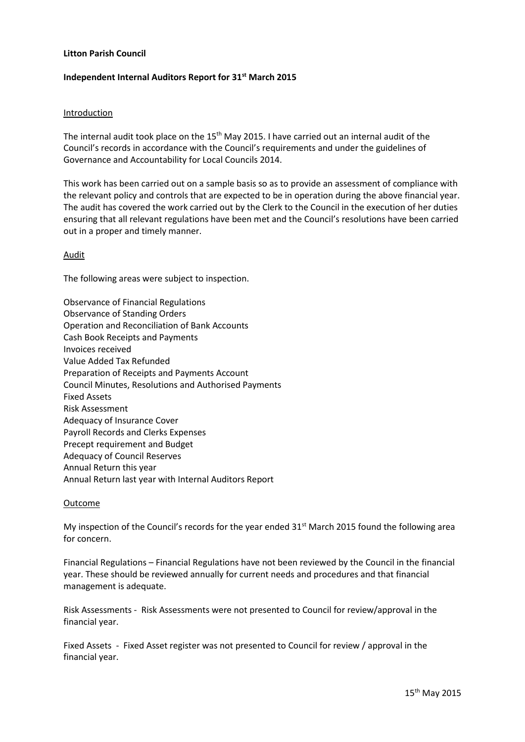**Litton Parish Council**

**Independent Internal Auditors Report for 31st March 2015**

Introduction

The internal audit took place on the 15th May 2015. I have carried out an internal audit of the Council's records in accordance with the Council's requirements and under the guidelines of Governance and Accountability for Local Councils 2014.

This work has been carried out on a sample basis so as to provide an assessment of compliance with the relevant policy and controls that are expected to be in operation during the above financial year. The audit has covered the work carried out by the Clerk to the Council in the execution of her duties ensuring that all relevant regulations have been met and the Council's resolutions have been carried out in a proper and timely manner.

Audit

The following areas were subject to inspection.

Observance of Financial Regulations
Observance of Standing Orders
Operation and Reconciliation of Bank Accounts
Cash Book Receipts and Payments
Invoices received
Value Added Tax Refunded
Preparation of Receipts and Payments Account
Council Minutes, Resolutions and Authorised Payments
Fixed Assets
Risk Assessment
Adequacy of Insurance Cover
Payroll Records and Clerks Expenses
Precept requirement and Budget
Adequacy of Council Reserves
Annual Return this year
Annual Return last year with Internal Auditors Report

Outcome

My inspection of the Council's records for the year ended 31st March 2015 found the following area for concern.

Financial Regulations – Financial Regulations have not been reviewed by the Council in the financial year. These should be reviewed annually for current needs and procedures and that financial management is adequate.

Risk Assessments - Risk Assessments were not presented to Council for review/approval in the financial year.

Fixed Assets - Fixed Asset register was not presented to Council for review / approval in the financial year.

15th May 2015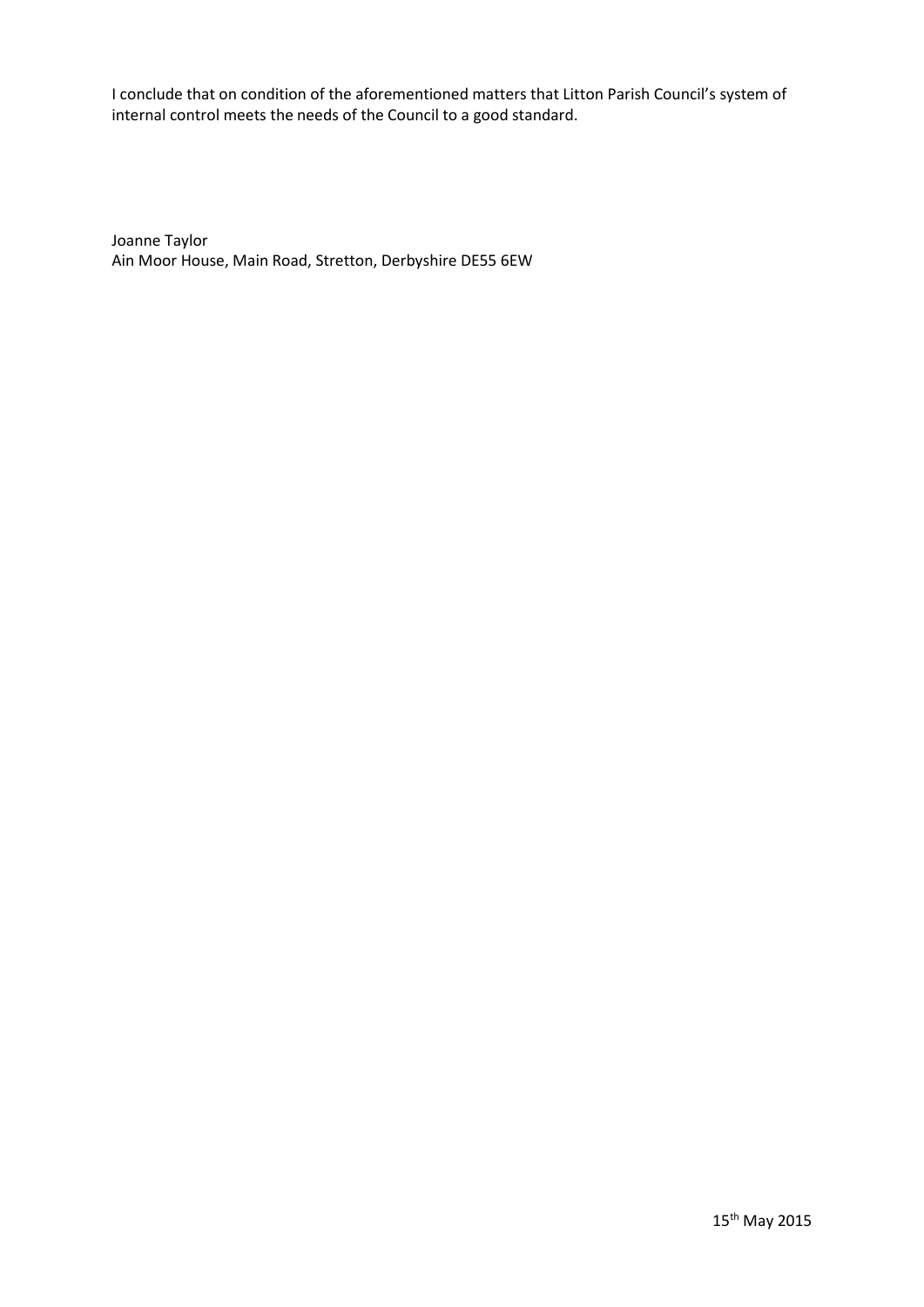I conclude that on condition of the aforementioned matters that Litton Parish Council's system of internal control meets the needs of the Council to a good standard.

Joanne Taylor
Ain Moor House, Main Road, Stretton, Derbyshire DE55 6EW

15th May 2015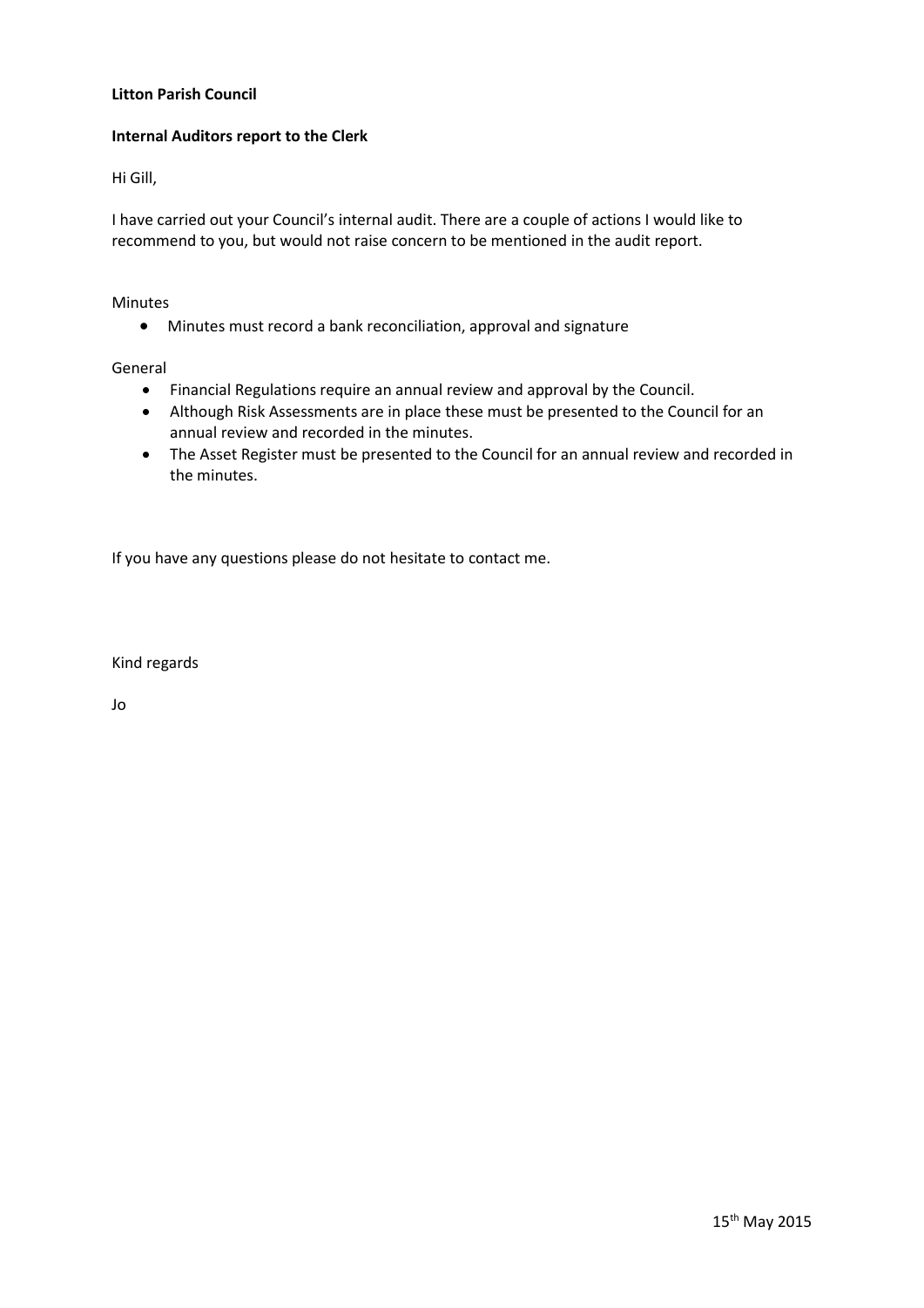**Litton Parish Council**

**Internal Auditors report to the Clerk**

Hi Gill,

I have carried out your Council's internal audit. There are a couple of actions I would like to recommend to you, but would not raise concern to be mentioned in the audit report.

Minutes

- Minutes must record a bank reconciliation, approval and signature

General

- Financial Regulations require an annual review and approval by the Council.
- Although Risk Assessments are in place these must be presented to the Council for an annual review and recorded in the minutes.
- The Asset Register must be presented to the Council for an annual review and recorded in the minutes.

If you have any questions please do not hesitate to contact me.

Kind regards

Jo

15th May 2015